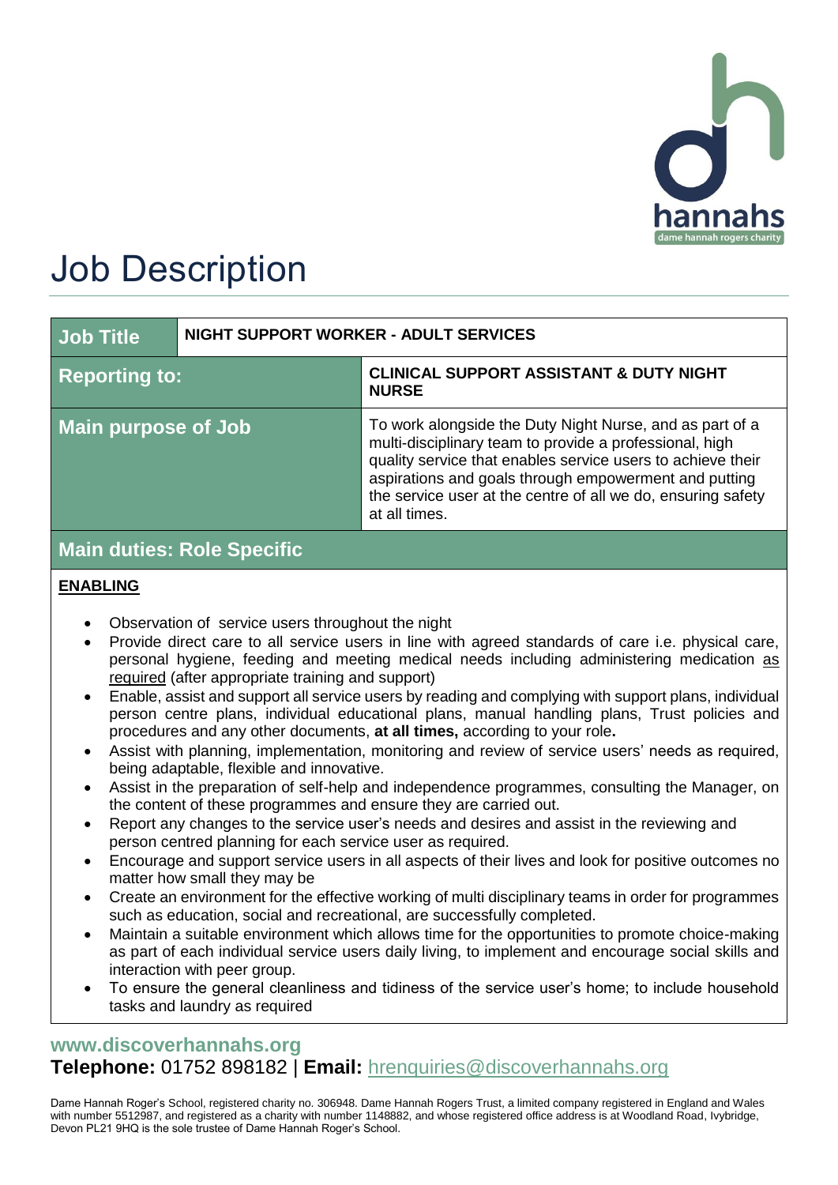# Job Description

| Job Title | NIGHT SUPPORT WORKER - ADULT SERVICES |
|---|---|
| **Reporting to:** | **CLINICAL SUPPORT ASSISTANT & DUTY NIGHT NURSE** |
| **Main purpose of Job** | To work alongside the Duty Night Nurse, and as part of a multi-disciplinary team to provide a professional, high quality service that enables service users to achieve their aspirations and goals through empowerment and putting the service user at the centre of all we do, ensuring safety at all times. |

## Main duties: Role Specific

**ENABLING**

- Observation of service users throughout the night
- Provide direct care to all service users in line with agreed standards of care i.e. physical care, personal hygiene, feeding and meeting medical needs including administering medication as required (after appropriate training and support)
- Enable, assist and support all service users by reading and complying with support plans, individual person centre plans, individual educational plans, manual handling plans, Trust policies and procedures and any other documents, **at all times,** according to your role**.**
- Assist with planning, implementation, monitoring and review of service users' needs as required, being adaptable, flexible and innovative.
- Assist in the preparation of self-help and independence programmes, consulting the Manager, on the content of these programmes and ensure they are carried out.
- Report any changes to the service user's needs and desires and assist in the reviewing and person centred planning for each service user as required.
- Encourage and support service users in all aspects of their lives and look for positive outcomes no matter how small they may be
- Create an environment for the effective working of multi disciplinary teams in order for programmes such as education, social and recreational, are successfully completed.
- Maintain a suitable environment which allows time for the opportunities to promote choice-making as part of each individual service users daily living, to implement and encourage social skills and interaction with peer group.
- To ensure the general cleanliness and tidiness of the service user's home; to include household tasks and laundry as required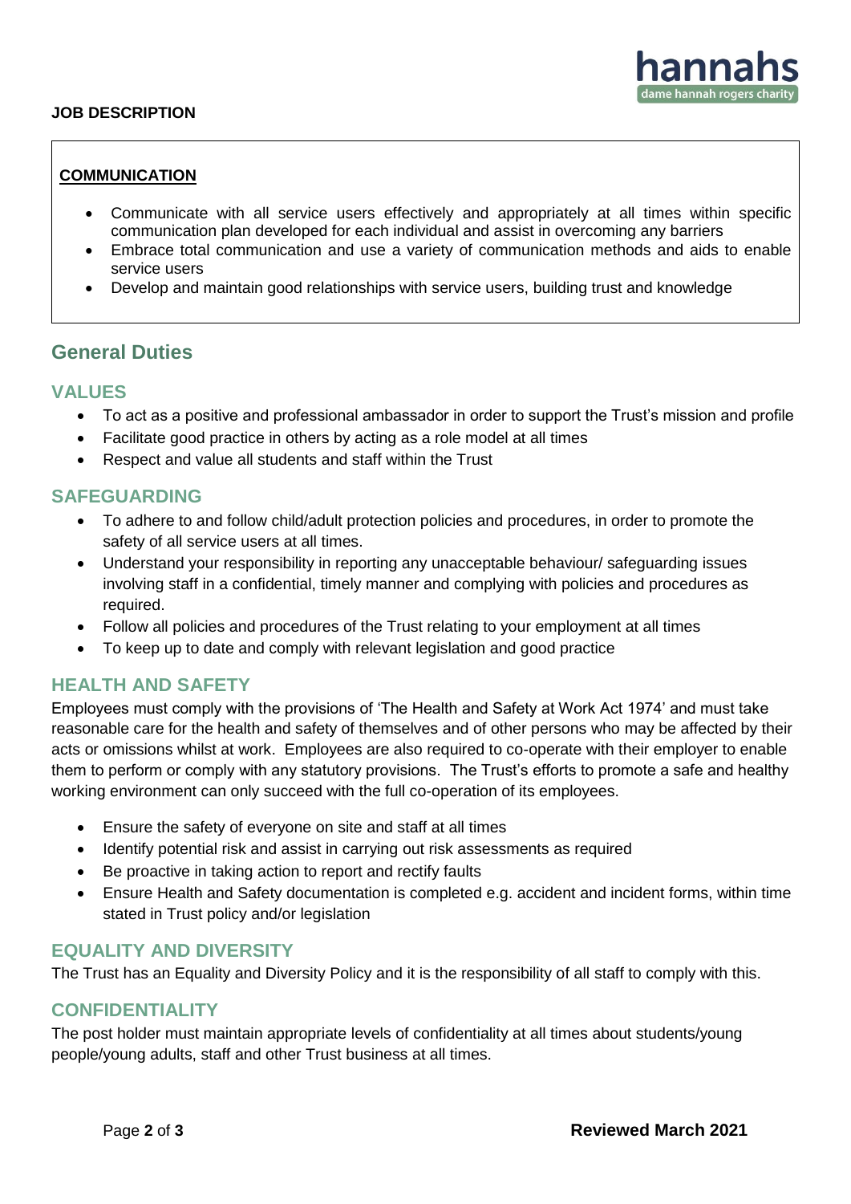**JOB DESCRIPTION**

**COMMUNICATION**

- Communicate with all service users effectively and appropriately at all times within specific communication plan developed for each individual and assist in overcoming any barriers
- Embrace total communication and use a variety of communication methods and aids to enable service users
- Develop and maintain good relationships with service users, building trust and knowledge

## General Duties

### VALUES

- To act as a positive and professional ambassador in order to support the Trust's mission and profile
- Facilitate good practice in others by acting as a role model at all times
- Respect and value all students and staff within the Trust

### SAFEGUARDING

- To adhere to and follow child/adult protection policies and procedures, in order to promote the safety of all service users at all times.
- Understand your responsibility in reporting any unacceptable behaviour/ safeguarding issues involving staff in a confidential, timely manner and complying with policies and procedures as required.
- Follow all policies and procedures of the Trust relating to your employment at all times
- To keep up to date and comply with relevant legislation and good practice

### HEALTH AND SAFETY

Employees must comply with the provisions of 'The Health and Safety at Work Act 1974' and must take reasonable care for the health and safety of themselves and of other persons who may be affected by their acts or omissions whilst at work. Employees are also required to co-operate with their employer to enable them to perform or comply with any statutory provisions. The Trust's efforts to promote a safe and healthy working environment can only succeed with the full co-operation of its employees.

- Ensure the safety of everyone on site and staff at all times
- Identify potential risk and assist in carrying out risk assessments as required
- Be proactive in taking action to report and rectify faults
- Ensure Health and Safety documentation is completed e.g. accident and incident forms, within time stated in Trust policy and/or legislation

### EQUALITY AND DIVERSITY

The Trust has an Equality and Diversity Policy and it is the responsibility of all staff to comply with this.

### CONFIDENTIALITY

The post holder must maintain appropriate levels of confidentiality at all times about students/young people/young adults, staff and other Trust business at all times.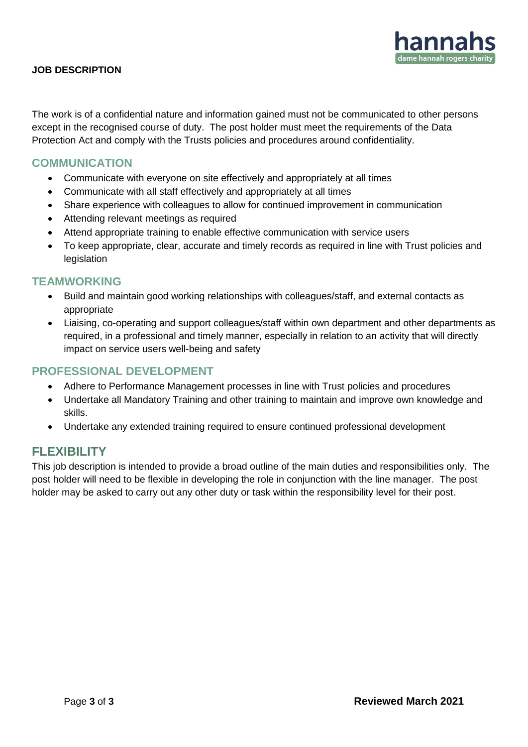**JOB DESCRIPTION**

The work is of a confidential nature and information gained must not be communicated to other persons except in the recognised course of duty. The post holder must meet the requirements of the Data Protection Act and comply with the Trusts policies and procedures around confidentiality.

## COMMUNICATION

- Communicate with everyone on site effectively and appropriately at all times
- Communicate with all staff effectively and appropriately at all times
- Share experience with colleagues to allow for continued improvement in communication
- Attending relevant meetings as required
- Attend appropriate training to enable effective communication with service users
- To keep appropriate, clear, accurate and timely records as required in line with Trust policies and legislation

## TEAMWORKING

- Build and maintain good working relationships with colleagues/staff, and external contacts as appropriate
- Liaising, co-operating and support colleagues/staff within own department and other departments as required, in a professional and timely manner, especially in relation to an activity that will directly impact on service users well-being and safety

## PROFESSIONAL DEVELOPMENT

- Adhere to Performance Management processes in line with Trust policies and procedures
- Undertake all Mandatory Training and other training to maintain and improve own knowledge and skills.
- Undertake any extended training required to ensure continued professional development

## FLEXIBILITY

This job description is intended to provide a broad outline of the main duties and responsibilities only. The post holder will need to be flexible in developing the role in conjunction with the line manager. The post holder may be asked to carry out any other duty or task within the responsibility level for their post.

**Reviewed March 2021**